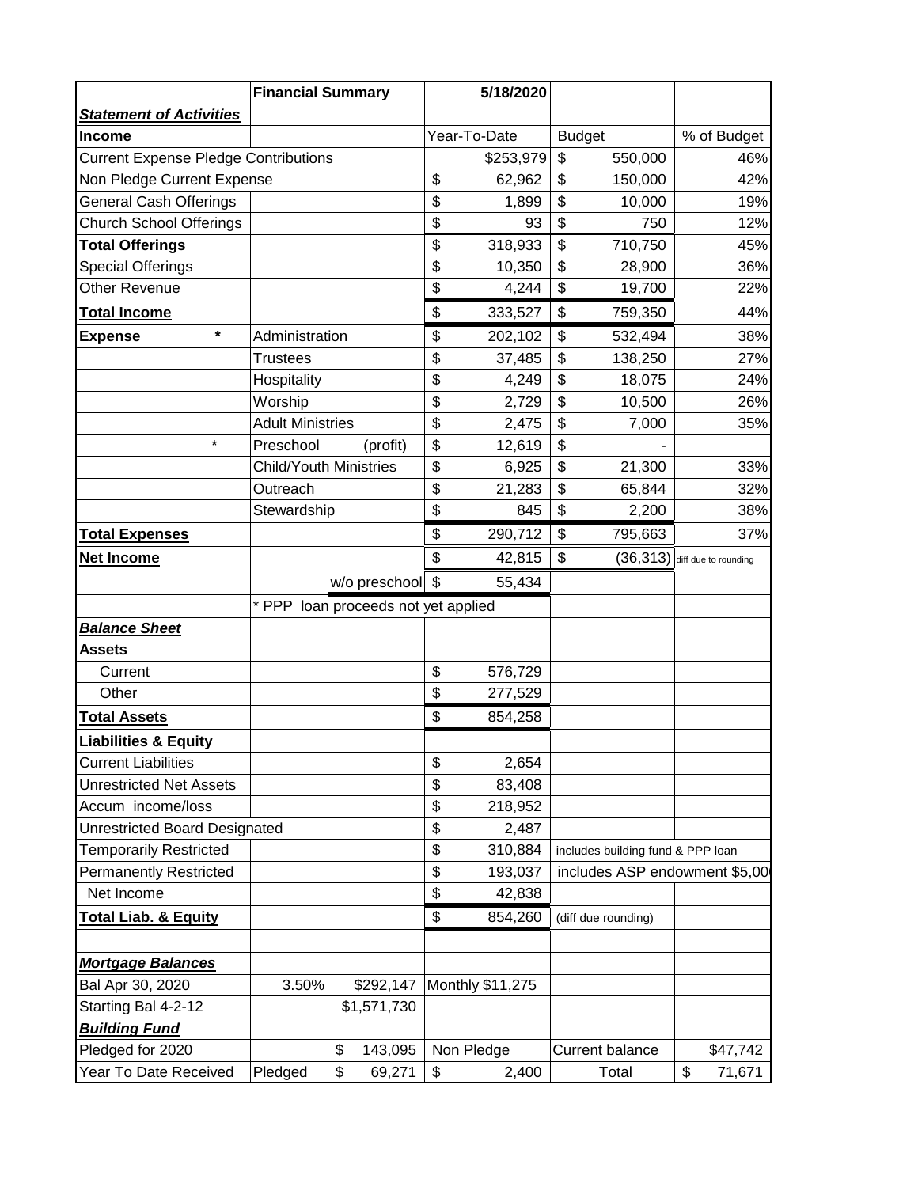| | Financial Summary | | 5/18/2020 | | |
|---|---|---|---|---|---|
| ***Statement of Activities*** | | | | | |
| **Income** | | | Year-To-Date | Budget | % of Budget |
| Current Expense Pledge Contributions | | | $253,979 | $ 550,000 | 46% |
| Non Pledge Current Expense | | | $ 62,962 | $ 150,000 | 42% |
| General Cash Offerings | | | $ 1,899 | $ 10,000 | 19% |
| Church School Offerings | | | $ 93 | $ 750 | 12% |
| **Total Offerings** | | | $ 318,933 | $ 710,750 | 45% |
| Special Offerings | | | $ 10,350 | $ 28,900 | 36% |
| Other Revenue | | | $ 4,244 | $ 19,700 | 22% |
| **Total Income** | | | $ 333,527 | $ 759,350 | 44% |
| **Expense** * | Administration | | $ 202,102 | $ 532,494 | 38% |
| | Trustees | | $ 37,485 | $ 138,250 | 27% |
| | Hospitality | | $ 4,249 | $ 18,075 | 24% |
| | Worship | | $ 2,729 | $ 10,500 | 26% |
| | Adult Ministries | | $ 2,475 | $ 7,000 | 35% |
| * | Preschool | (profit) | $ 12,619 | $ - | |
| | Child/Youth Ministries | | $ 6,925 | $ 21,300 | 33% |
| | Outreach | | $ 21,283 | $ 65,844 | 32% |
| | Stewardship | | $ 845 | $ 2,200 | 38% |
| **Total Expenses** | | | $ 290,712 | $ 795,663 | 37% |
| **Net Income** | | | $ 42,815 | $ (36,313) | diff due to rounding |
| | | w/o preschool | $ 55,434 | | |
| | * PPP loan proceeds not yet applied | | | | |
| ***Balance Sheet*** | | | | | |
| **Assets** | | | | | |
| Current | | | $ 576,729 | | |
| Other | | | $ 277,529 | | |
| **Total Assets** | | | $ 854,258 | | |
| **Liabilities & Equity** | | | | | |
| Current Liabilities | | | $ 2,654 | | |
| Unrestricted Net Assets | | | $ 83,408 | | |
| Accum income/loss | | | $ 218,952 | | |
| Unrestricted Board Designated | | | $ 2,487 | | |
| Temporarily Restricted | | | $ 310,884 | includes building fund & PPP loan | |
| Permanently Restricted | | | $ 193,037 | includes ASP endowment $5,00 | |
| Net Income | | | $ 42,838 | | |
| **Total Liab. & Equity** | | | $ 854,260 | (diff due rounding) | |
| | | | | | |
| ***Mortgage Balances*** | | | | | |
| Bal Apr 30, 2020 | 3.50% | $292,147 | Monthly $11,275 | | |
| Starting Bal 4-2-12 | | $1,571,730 | | | |
| ***Building Fund*** | | | | | |
| Pledged for 2020 | | $ 143,095 | Non Pledge | Current balance | $47,742 |
| Year To Date Received | Pledged | $ 69,271 | $ 2,400 | Total | $ 71,671 |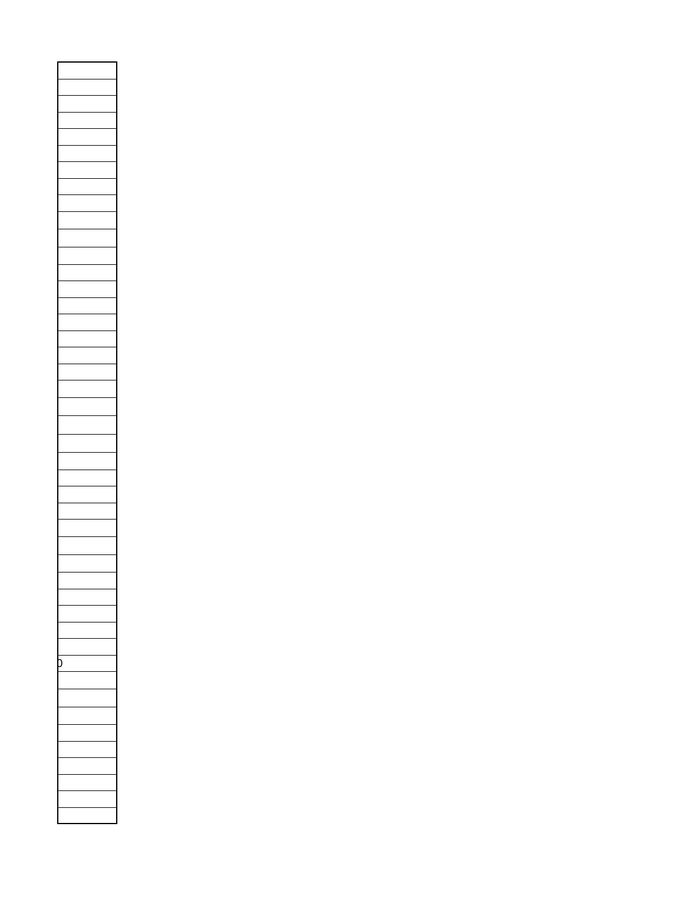| |
|---|
| |
| |
| |
| |
| |
| |
| |
| |
| |
| |
| |
| |
| |
| |
| |
| |
| |
| |
| |
| |
| |
| |
| |
| |
| |
| |
| |
| |
| |
| |
| |
| |
| |
| |
| |
| 0 |
| |
| |
| |
| |
| |
| |
| |
| |
| |